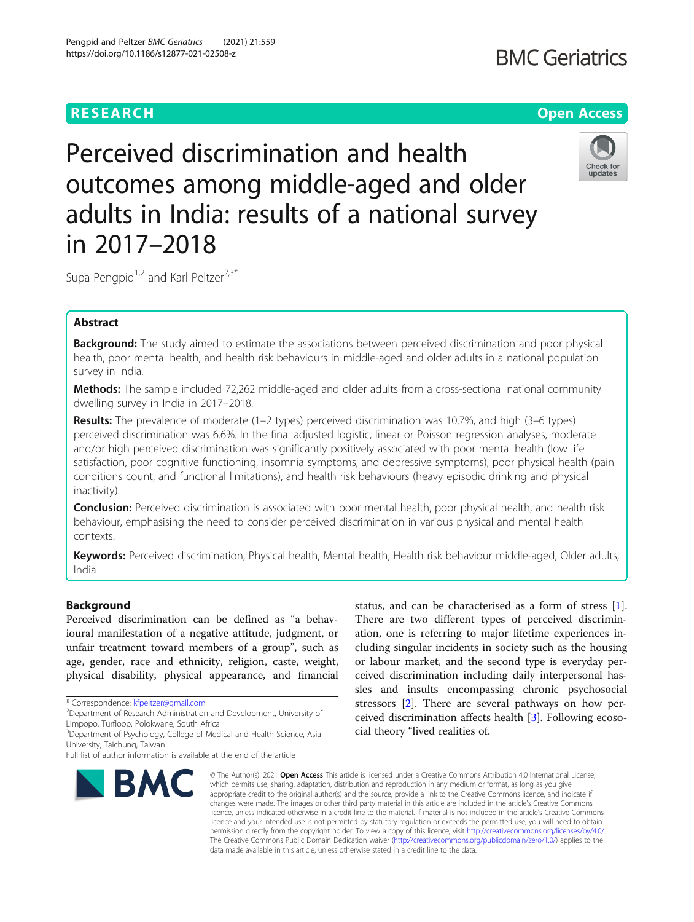# Perceived discrimination and health outcomes among middle-aged and older adults in India: results of a national survey in 2017–2018

Supa Pengpid[1,2] and Karl Peltzer[2,3*]

## Abstract

**Background:** The study aimed to estimate the associations between perceived discrimination and poor physical health, poor mental health, and health risk behaviours in middle-aged and older adults in a national population survey in India.

**Methods:** The sample included 72,262 middle-aged and older adults from a cross-sectional national community dwelling survey in India in 2017–2018.

**Results:** The prevalence of moderate (1–2 types) perceived discrimination was 10.7%, and high (3–6 types) perceived discrimination was 6.6%. In the final adjusted logistic, linear or Poisson regression analyses, moderate and/or high perceived discrimination was significantly positively associated with poor mental health (low life satisfaction, poor cognitive functioning, insomnia symptoms, and depressive symptoms), poor physical health (pain conditions count, and functional limitations), and health risk behaviours (heavy episodic drinking and physical inactivity).

**Conclusion:** Perceived discrimination is associated with poor mental health, poor physical health, and health risk behaviour, emphasising the need to consider perceived discrimination in various physical and mental health contexts.

**Keywords:** Perceived discrimination, Physical health, Mental health, Health risk behaviour middle-aged, Older adults, India

## Background

Perceived discrimination can be defined as "a behavioural manifestation of a negative attitude, judgment, or unfair treatment toward members of a group", such as age, gender, race and ethnicity, religion, caste, weight, physical disability, physical appearance, and financial status, and can be characterised as a form of stress [1]. There are two different types of perceived discrimination, one is referring to major lifetime experiences including singular incidents in society such as the housing or labour market, and the second type is everyday perceived discrimination including daily interpersonal hassles and insults encompassing chronic psychosocial stressors [2]. There are several pathways on how perceived discrimination affects health [3]. Following ecosocial theory "lived realities of.

\* Correspondence: kfpeltzer@gmail.com

[2]Department of Research Administration and Development, University of Limpopo, Turfloop, Polokwane, South Africa

[3]Department of Psychology, College of Medical and Health Science, Asia University, Taichung, Taiwan

Full list of author information is available at the end of the article

© The Author(s). 2021 **Open Access** This article is licensed under a Creative Commons Attribution 4.0 International License, which permits use, sharing, adaptation, distribution and reproduction in any medium or format, as long as you give appropriate credit to the original author(s) and the source, provide a link to the Creative Commons licence, and indicate if changes were made. The images or other third party material in this article are included in the article's Creative Commons licence, unless indicated otherwise in a credit line to the material. If material is not included in the article's Creative Commons licence and your intended use is not permitted by statutory regulation or exceeds the permitted use, you will need to obtain permission directly from the copyright holder. To view a copy of this licence, visit http://creativecommons.org/licenses/by/4.0/. The Creative Commons Public Domain Dedication waiver (http://creativecommons.org/publicdomain/zero/1.0/) applies to the data made available in this article, unless otherwise stated in a credit line to the data.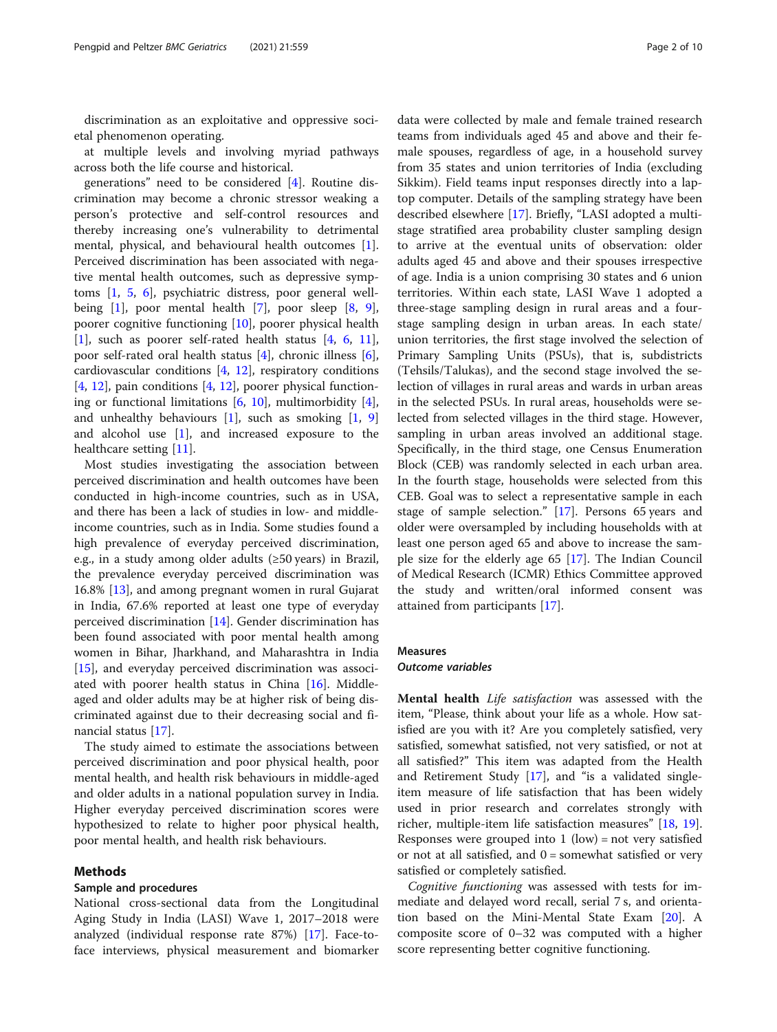discrimination as an exploitative and oppressive societal phenomenon operating.

at multiple levels and involving myriad pathways across both the life course and historical.

generations" need to be considered [4]. Routine discrimination may become a chronic stressor weaking a person's protective and self-control resources and thereby increasing one's vulnerability to detrimental mental, physical, and behavioural health outcomes [1]. Perceived discrimination has been associated with negative mental health outcomes, such as depressive symptoms [1, 5, 6], psychiatric distress, poor general well-being [1], poor mental health [7], poor sleep [8, 9], poorer cognitive functioning [10], poorer physical health [1], such as poorer self-rated health status [4, 6, 11], poor self-rated oral health status [4], chronic illness [6], cardiovascular conditions [4, 12], respiratory conditions [4, 12], pain conditions [4, 12], poorer physical functioning or functional limitations [6, 10], multimorbidity [4], and unhealthy behaviours [1], such as smoking [1, 9] and alcohol use [1], and increased exposure to the healthcare setting [11].

Most studies investigating the association between perceived discrimination and health outcomes have been conducted in high-income countries, such as in USA, and there has been a lack of studies in low- and middle-income countries, such as in India. Some studies found a high prevalence of everyday perceived discrimination, e.g., in a study among older adults (≥50 years) in Brazil, the prevalence everyday perceived discrimination was 16.8% [13], and among pregnant women in rural Gujarat in India, 67.6% reported at least one type of everyday perceived discrimination [14]. Gender discrimination has been found associated with poor mental health among women in Bihar, Jharkhand, and Maharashtra in India [15], and everyday perceived discrimination was associated with poorer health status in China [16]. Middle-aged and older adults may be at higher risk of being discriminated against due to their decreasing social and financial status [17].

The study aimed to estimate the associations between perceived discrimination and poor physical health, poor mental health, and health risk behaviours in middle-aged and older adults in a national population survey in India. Higher everyday perceived discrimination scores were hypothesized to relate to higher poor physical health, poor mental health, and health risk behaviours.

## Methods

### Sample and procedures

National cross-sectional data from the Longitudinal Aging Study in India (LASI) Wave 1, 2017–2018 were analyzed (individual response rate 87%) [17]. Face-to-face interviews, physical measurement and biomarker data were collected by male and female trained research teams from individuals aged 45 and above and their female spouses, regardless of age, in a household survey from 35 states and union territories of India (excluding Sikkim). Field teams input responses directly into a laptop computer. Details of the sampling strategy have been described elsewhere [17]. Briefly, "LASI adopted a multistage stratified area probability cluster sampling design to arrive at the eventual units of observation: older adults aged 45 and above and their spouses irrespective of age. India is a union comprising 30 states and 6 union territories. Within each state, LASI Wave 1 adopted a three-stage sampling design in rural areas and a four-stage sampling design in urban areas. In each state/union territories, the first stage involved the selection of Primary Sampling Units (PSUs), that is, subdistricts (Tehsils/Talukas), and the second stage involved the selection of villages in rural areas and wards in urban areas in the selected PSUs. In rural areas, households were selected from selected villages in the third stage. However, sampling in urban areas involved an additional stage. Specifically, in the third stage, one Census Enumeration Block (CEB) was randomly selected in each urban area. In the fourth stage, households were selected from this CEB. Goal was to select a representative sample in each stage of sample selection." [17]. Persons 65 years and older were oversampled by including households with at least one person aged 65 and above to increase the sample size for the elderly age 65 [17]. The Indian Council of Medical Research (ICMR) Ethics Committee approved the study and written/oral informed consent was attained from participants [17].

### Measures

#### *Outcome variables*

**Mental health** *Life satisfaction* was assessed with the item, "Please, think about your life as a whole. How satisfied are you with it? Are you completely satisfied, very satisfied, somewhat satisfied, not very satisfied, or not at all satisfied?" This item was adapted from the Health and Retirement Study [17], and "is a validated single-item measure of life satisfaction that has been widely used in prior research and correlates strongly with richer, multiple-item life satisfaction measures" [18, 19]. Responses were grouped into 1 (low) = not very satisfied or not at all satisfied, and 0 = somewhat satisfied or very satisfied or completely satisfied.

*Cognitive functioning* was assessed with tests for immediate and delayed word recall, serial 7 s, and orientation based on the Mini-Mental State Exam [20]. A composite score of 0–32 was computed with a higher score representing better cognitive functioning.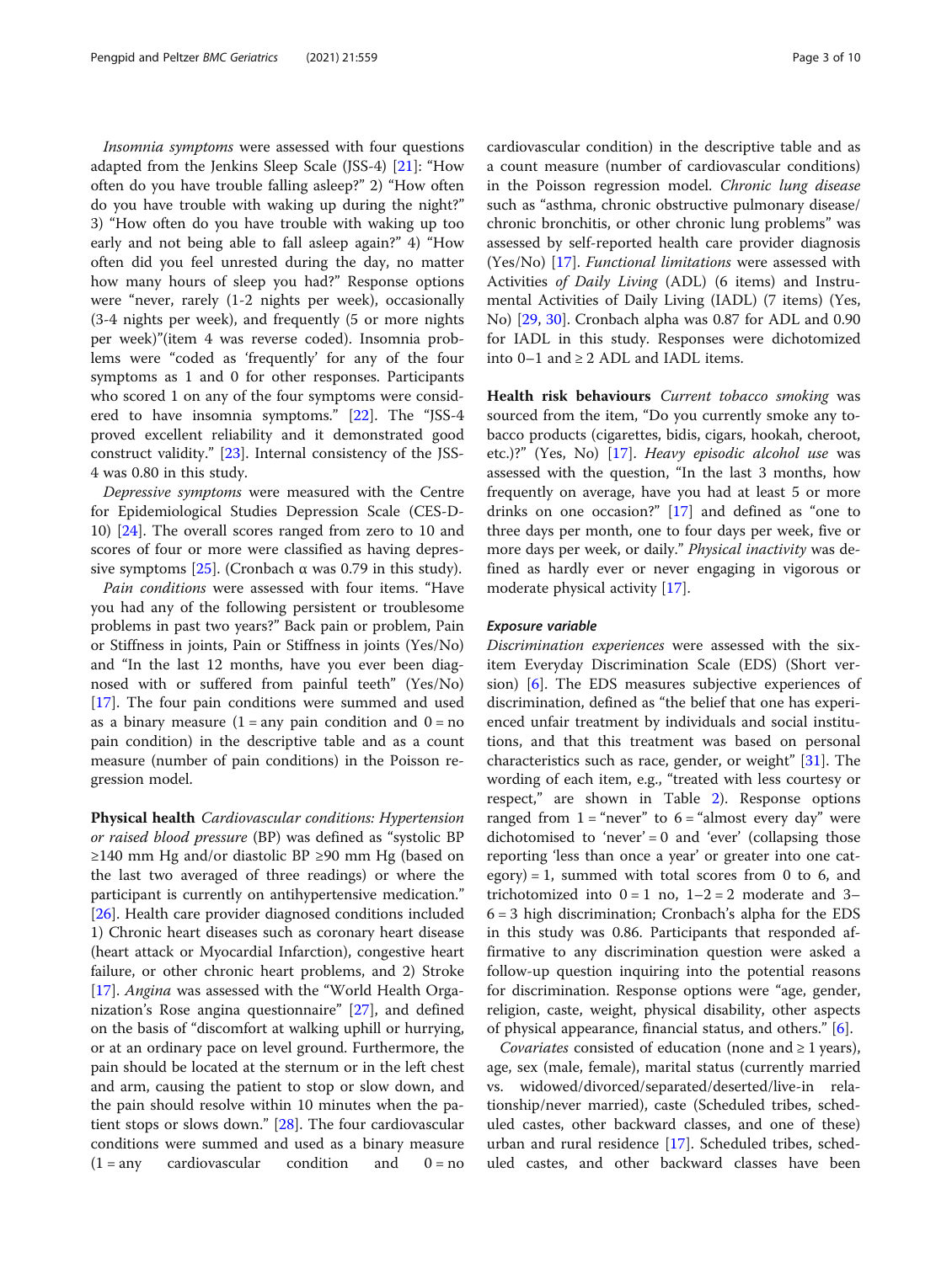*Insomnia symptoms* were assessed with four questions adapted from the Jenkins Sleep Scale (JSS-4) [21]: "How often do you have trouble falling asleep?" 2) "How often do you have trouble with waking up during the night?" 3) "How often do you have trouble with waking up too early and not being able to fall asleep again?" 4) "How often did you feel unrested during the day, no matter how many hours of sleep you had?" Response options were "never, rarely (1-2 nights per week), occasionally (3-4 nights per week), and frequently (5 or more nights per week)"(item 4 was reverse coded). Insomnia problems were "coded as 'frequently' for any of the four symptoms as 1 and 0 for other responses. Participants who scored 1 on any of the four symptoms were considered to have insomnia symptoms." [22]. The "JSS-4 proved excellent reliability and it demonstrated good construct validity." [23]. Internal consistency of the JSS-4 was 0.80 in this study.

*Depressive symptoms* were measured with the Centre for Epidemiological Studies Depression Scale (CES-D-10) [24]. The overall scores ranged from zero to 10 and scores of four or more were classified as having depressive symptoms [25]. (Cronbach α was 0.79 in this study).

*Pain conditions* were assessed with four items. "Have you had any of the following persistent or troublesome problems in past two years?" Back pain or problem, Pain or Stiffness in joints, Pain or Stiffness in joints (Yes/No) and "In the last 12 months, have you ever been diagnosed with or suffered from painful teeth" (Yes/No) [17]. The four pain conditions were summed and used as a binary measure (1 = any pain condition and 0 = no pain condition) in the descriptive table and as a count measure (number of pain conditions) in the Poisson regression model.

**Physical health** *Cardiovascular conditions: Hypertension or raised blood pressure* (BP) was defined as "systolic BP ≥140 mm Hg and/or diastolic BP ≥90 mm Hg (based on the last two averaged of three readings) or where the participant is currently on antihypertensive medication." [26]. Health care provider diagnosed conditions included 1) Chronic heart diseases such as coronary heart disease (heart attack or Myocardial Infarction), congestive heart failure, or other chronic heart problems, and 2) Stroke [17]. *Angina* was assessed with the "World Health Organization's Rose angina questionnaire" [27], and defined on the basis of "discomfort at walking uphill or hurrying, or at an ordinary pace on level ground. Furthermore, the pain should be located at the sternum or in the left chest and arm, causing the patient to stop or slow down, and the pain should resolve within 10 minutes when the patient stops or slows down." [28]. The four cardiovascular conditions were summed and used as a binary measure (1 = any cardiovascular condition and 0 = no cardiovascular condition) in the descriptive table and as a count measure (number of cardiovascular conditions) in the Poisson regression model. *Chronic lung disease* such as "asthma, chronic obstructive pulmonary disease/chronic bronchitis, or other chronic lung problems" was assessed by self-reported health care provider diagnosis (Yes/No) [17]. *Functional limitations* were assessed with Activities *of Daily Living* (ADL) (6 items) and Instrumental Activities of Daily Living (IADL) (7 items) (Yes, No) [29, 30]. Cronbach alpha was 0.87 for ADL and 0.90 for IADL in this study. Responses were dichotomized into 0–1 and ≥ 2 ADL and IADL items.

**Health risk behaviours** *Current tobacco smoking* was sourced from the item, "Do you currently smoke any tobacco products (cigarettes, bidis, cigars, hookah, cheroot, etc.)?" (Yes, No) [17]. *Heavy episodic alcohol use* was assessed with the question, "In the last 3 months, how frequently on average, have you had at least 5 or more drinks on one occasion?" [17] and defined as "one to three days per month, one to four days per week, five or more days per week, or daily." *Physical inactivity* was defined as hardly ever or never engaging in vigorous or moderate physical activity [17].

#### Exposure variable

*Discrimination experiences* were assessed with the six-item Everyday Discrimination Scale (EDS) (Short version) [6]. The EDS measures subjective experiences of discrimination, defined as "the belief that one has experienced unfair treatment by individuals and social institutions, and that this treatment was based on personal characteristics such as race, gender, or weight" [31]. The wording of each item, e.g., "treated with less courtesy or respect," are shown in Table 2). Response options ranged from 1 = "never" to 6 = "almost every day" were dichotomised to 'never' = 0 and 'ever' (collapsing those reporting 'less than once a year' or greater into one category) = 1, summed with total scores from 0 to 6, and trichotomized into 0 = 1 no, 1–2 = 2 moderate and 3–6 = 3 high discrimination; Cronbach's alpha for the EDS in this study was 0.86. Participants that responded affirmative to any discrimination question were asked a follow-up question inquiring into the potential reasons for discrimination. Response options were "age, gender, religion, caste, weight, physical disability, other aspects of physical appearance, financial status, and others." [6].

*Covariates* consisted of education (none and ≥ 1 years), age, sex (male, female), marital status (currently married vs. widowed/divorced/separated/deserted/live-in relationship/never married), caste (Scheduled tribes, scheduled castes, other backward classes, and one of these) urban and rural residence [17]. Scheduled tribes, scheduled castes, and other backward classes have been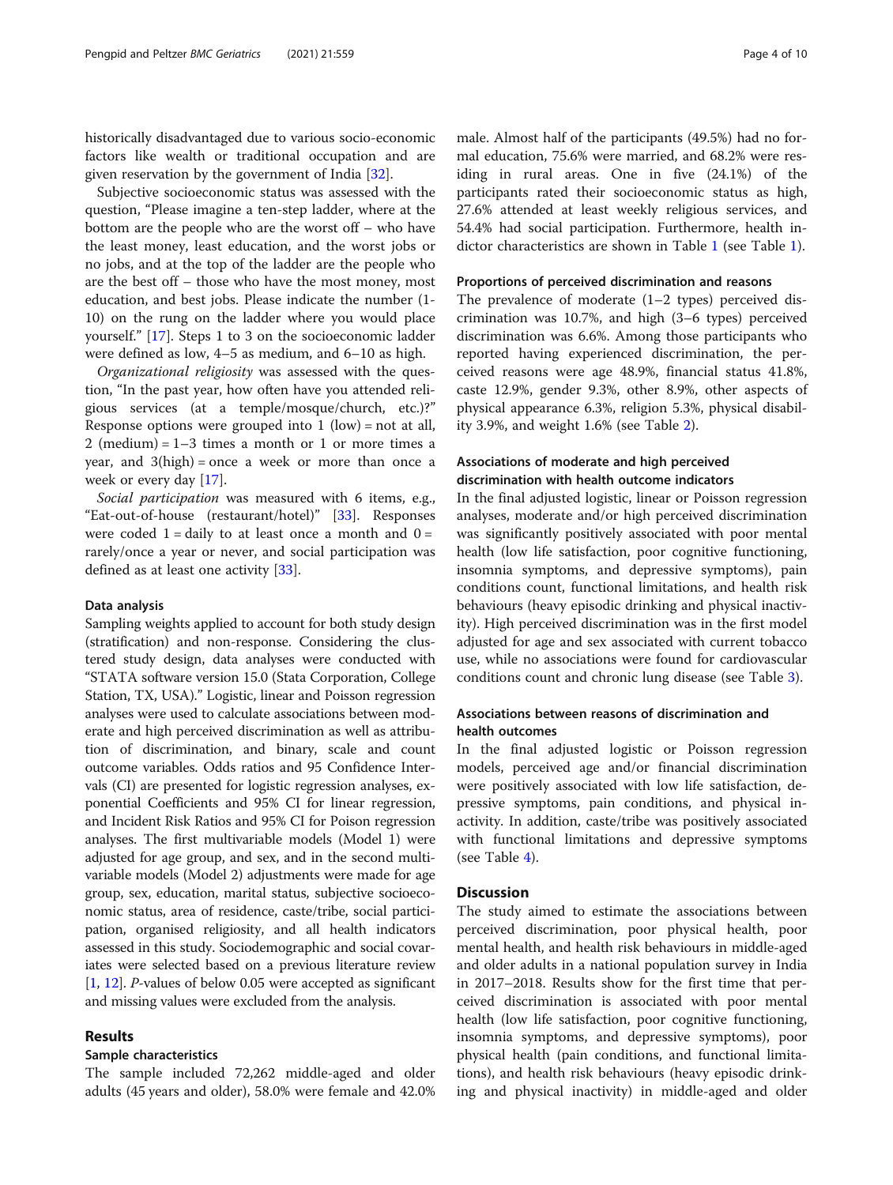historically disadvantaged due to various socio-economic factors like wealth or traditional occupation and are given reservation by the government of India [32].

Subjective socioeconomic status was assessed with the question, "Please imagine a ten-step ladder, where at the bottom are the people who are the worst off – who have the least money, least education, and the worst jobs or no jobs, and at the top of the ladder are the people who are the best off – those who have the most money, most education, and best jobs. Please indicate the number (1-10) on the rung on the ladder where you would place yourself." [17]. Steps 1 to 3 on the socioeconomic ladder were defined as low, 4–5 as medium, and 6–10 as high.

*Organizational religiosity* was assessed with the question, "In the past year, how often have you attended religious services (at a temple/mosque/church, etc.)?" Response options were grouped into 1 (low) = not at all, 2 (medium) = 1–3 times a month or 1 or more times a year, and 3(high) = once a week or more than once a week or every day [17].

*Social participation* was measured with 6 items, e.g., "Eat-out-of-house (restaurant/hotel)" [33]. Responses were coded 1 = daily to at least once a month and 0 = rarely/once a year or never, and social participation was defined as at least one activity [33].

### Data analysis

Sampling weights applied to account for both study design (stratification) and non-response. Considering the clustered study design, data analyses were conducted with "STATA software version 15.0 (Stata Corporation, College Station, TX, USA)." Logistic, linear and Poisson regression analyses were used to calculate associations between moderate and high perceived discrimination as well as attribution of discrimination, and binary, scale and count outcome variables. Odds ratios and 95 Confidence Intervals (CI) are presented for logistic regression analyses, exponential Coefficients and 95% CI for linear regression, and Incident Risk Ratios and 95% CI for Poison regression analyses. The first multivariable models (Model 1) were adjusted for age group, and sex, and in the second multivariable models (Model 2) adjustments were made for age group, sex, education, marital status, subjective socioeconomic status, area of residence, caste/tribe, social participation, organised religiosity, and all health indicators assessed in this study. Sociodemographic and social covariates were selected based on a previous literature review [1, 12]. *P*-values of below 0.05 were accepted as significant and missing values were excluded from the analysis.

## Results

### Sample characteristics

The sample included 72,262 middle-aged and older adults (45 years and older), 58.0% were female and 42.0% male. Almost half of the participants (49.5%) had no formal education, 75.6% were married, and 68.2% were residing in rural areas. One in five (24.1%) of the participants rated their socioeconomic status as high, 27.6% attended at least weekly religious services, and 54.4% had social participation. Furthermore, health indictor characteristics are shown in Table 1 (see Table 1).

### Proportions of perceived discrimination and reasons

The prevalence of moderate (1–2 types) perceived discrimination was 10.7%, and high (3–6 types) perceived discrimination was 6.6%. Among those participants who reported having experienced discrimination, the perceived reasons were age 48.9%, financial status 41.8%, caste 12.9%, gender 9.3%, other 8.9%, other aspects of physical appearance 6.3%, religion 5.3%, physical disability 3.9%, and weight 1.6% (see Table 2).

### Associations of moderate and high perceived discrimination with health outcome indicators

In the final adjusted logistic, linear or Poisson regression analyses, moderate and/or high perceived discrimination was significantly positively associated with poor mental health (low life satisfaction, poor cognitive functioning, insomnia symptoms, and depressive symptoms), pain conditions count, functional limitations, and health risk behaviours (heavy episodic drinking and physical inactivity). High perceived discrimination was in the first model adjusted for age and sex associated with current tobacco use, while no associations were found for cardiovascular conditions count and chronic lung disease (see Table 3).

### Associations between reasons of discrimination and health outcomes

In the final adjusted logistic or Poisson regression models, perceived age and/or financial discrimination were positively associated with low life satisfaction, depressive symptoms, pain conditions, and physical inactivity. In addition, caste/tribe was positively associated with functional limitations and depressive symptoms (see Table 4).

## Discussion

The study aimed to estimate the associations between perceived discrimination, poor physical health, poor mental health, and health risk behaviours in middle-aged and older adults in a national population survey in India in 2017–2018. Results show for the first time that perceived discrimination is associated with poor mental health (low life satisfaction, poor cognitive functioning, insomnia symptoms, and depressive symptoms), poor physical health (pain conditions, and functional limitations), and health risk behaviours (heavy episodic drinking and physical inactivity) in middle-aged and older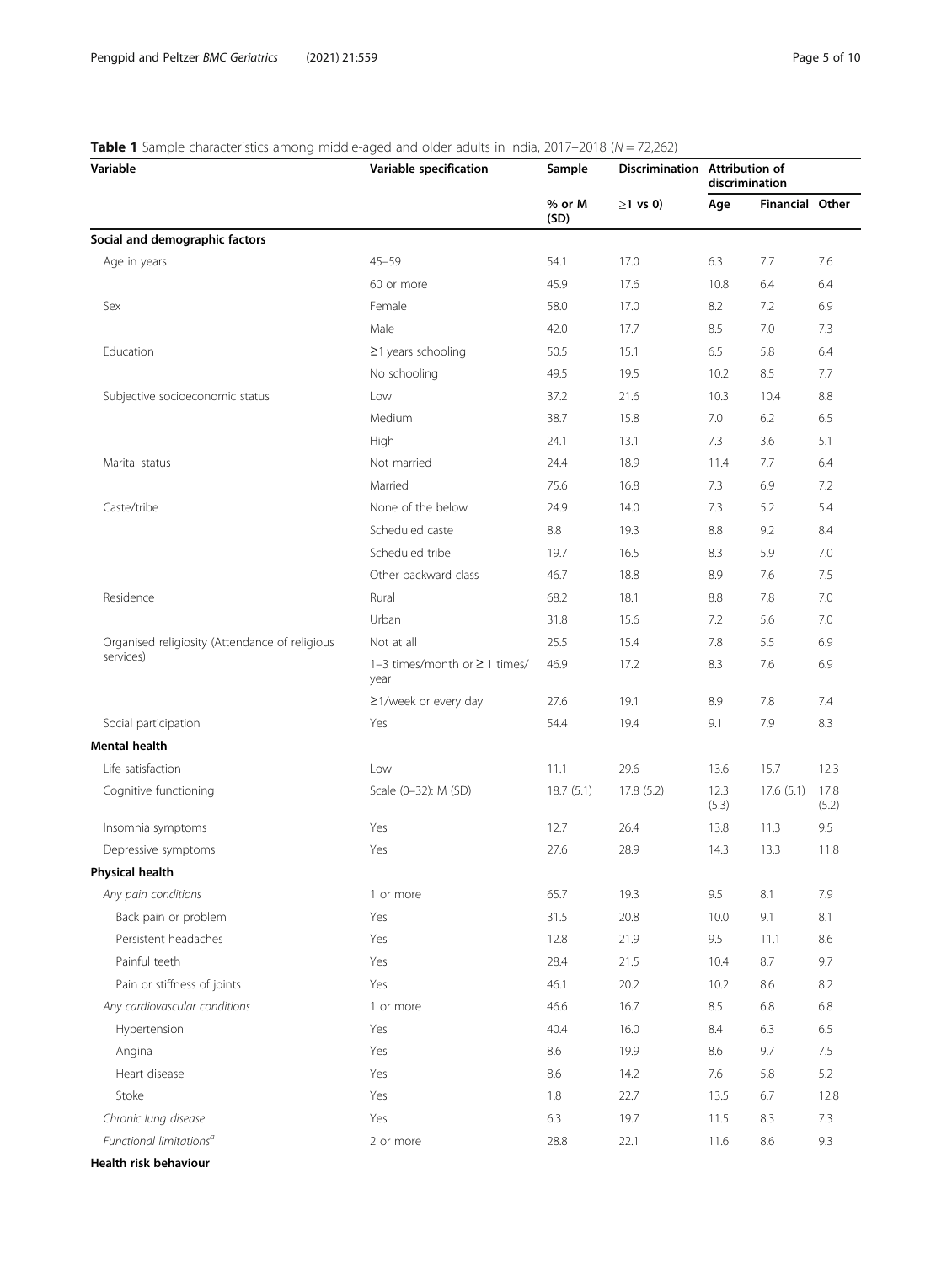**Table 1** Sample characteristics among middle-aged and older adults in India, 2017–2018 (N = 72,262)

| Variable | Variable specification | Sample | Discrimination | Attribution of discrimination | | |
|---|---|---|---|---|---|---|
| | | % or M (SD) | ≥1 vs 0) | Age | Financial | Other |
| **Social and demographic factors** | | | | | | |
| Age in years | 45–59 | 54.1 | 17.0 | 6.3 | 7.7 | 7.6 |
| | 60 or more | 45.9 | 17.6 | 10.8 | 6.4 | 6.4 |
| Sex | Female | 58.0 | 17.0 | 8.2 | 7.2 | 6.9 |
| | Male | 42.0 | 17.7 | 8.5 | 7.0 | 7.3 |
| Education | ≥1 years schooling | 50.5 | 15.1 | 6.5 | 5.8 | 6.4 |
| | No schooling | 49.5 | 19.5 | 10.2 | 8.5 | 7.7 |
| Subjective socioeconomic status | Low | 37.2 | 21.6 | 10.3 | 10.4 | 8.8 |
| | Medium | 38.7 | 15.8 | 7.0 | 6.2 | 6.5 |
| | High | 24.1 | 13.1 | 7.3 | 3.6 | 5.1 |
| Marital status | Not married | 24.4 | 18.9 | 11.4 | 7.7 | 6.4 |
| | Married | 75.6 | 16.8 | 7.3 | 6.9 | 7.2 |
| Caste/tribe | None of the below | 24.9 | 14.0 | 7.3 | 5.2 | 5.4 |
| | Scheduled caste | 8.8 | 19.3 | 8.8 | 9.2 | 8.4 |
| | Scheduled tribe | 19.7 | 16.5 | 8.3 | 5.9 | 7.0 |
| | Other backward class | 46.7 | 18.8 | 8.9 | 7.6 | 7.5 |
| Residence | Rural | 68.2 | 18.1 | 8.8 | 7.8 | 7.0 |
| | Urban | 31.8 | 15.6 | 7.2 | 5.6 | 7.0 |
| Organised religiosity (Attendance of religious services) | Not at all | 25.5 | 15.4 | 7.8 | 5.5 | 6.9 |
| | 1–3 times/month or ≥ 1 times/ year | 46.9 | 17.2 | 8.3 | 7.6 | 6.9 |
| | ≥1/week or every day | 27.6 | 19.1 | 8.9 | 7.8 | 7.4 |
| Social participation | Yes | 54.4 | 19.4 | 9.1 | 7.9 | 8.3 |
| **Mental health** | | | | | | |
| Life satisfaction | Low | 11.1 | 29.6 | 13.6 | 15.7 | 12.3 |
| Cognitive functioning | Scale (0–32): M (SD) | 18.7 (5.1) | 17.8 (5.2) | 12.3 (5.3) | 17.6 (5.1) | 17.8 (5.2) |
| Insomnia symptoms | Yes | 12.7 | 26.4 | 13.8 | 11.3 | 9.5 |
| Depressive symptoms | Yes | 27.6 | 28.9 | 14.3 | 13.3 | 11.8 |
| **Physical health** | | | | | | |
| *Any pain conditions* | 1 or more | 65.7 | 19.3 | 9.5 | 8.1 | 7.9 |
| Back pain or problem | Yes | 31.5 | 20.8 | 10.0 | 9.1 | 8.1 |
| Persistent headaches | Yes | 12.8 | 21.9 | 9.5 | 11.1 | 8.6 |
| Painful teeth | Yes | 28.4 | 21.5 | 10.4 | 8.7 | 9.7 |
| Pain or stiffness of joints | Yes | 46.1 | 20.2 | 10.2 | 8.6 | 8.2 |
| *Any cardiovascular conditions* | 1 or more | 46.6 | 16.7 | 8.5 | 6.8 | 6.8 |
| Hypertension | Yes | 40.4 | 16.0 | 8.4 | 6.3 | 6.5 |
| Angina | Yes | 8.6 | 19.9 | 8.6 | 9.7 | 7.5 |
| Heart disease | Yes | 8.6 | 14.2 | 7.6 | 5.8 | 5.2 |
| Stoke | Yes | 1.8 | 22.7 | 13.5 | 6.7 | 12.8 |
| *Chronic lung disease* | Yes | 6.3 | 19.7 | 11.5 | 8.3 | 7.3 |
| *Functional limitations*[a] | 2 or more | 28.8 | 22.1 | 11.6 | 8.6 | 9.3 |
| **Health risk behaviour** | | | | | | |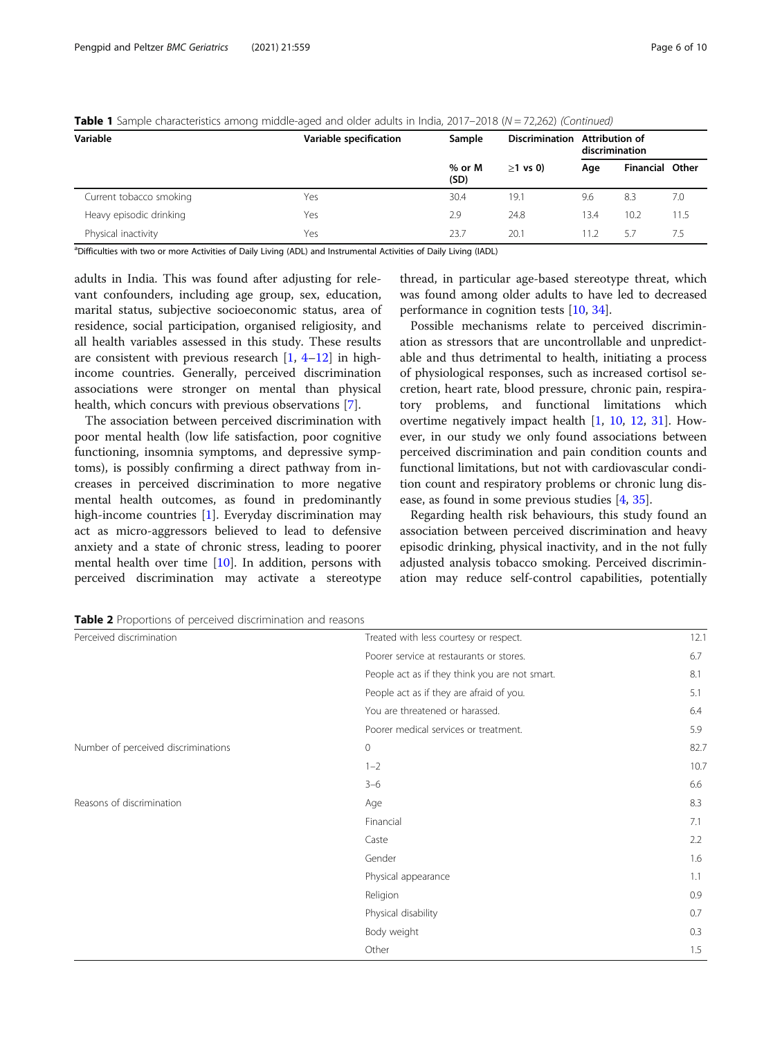**Table 1** Sample characteristics among middle-aged and older adults in India, 2017–2018 (*N* = 72,262) *(Continued)*

| Variable | Variable specification | Sample | Discrimination | Attribution of discrimination | | |
|---|---|---|---|---|---|---|
| | | % or M (SD) | ≥1 vs 0) | Age | Financial | Other |
| Current tobacco smoking | Yes | 30.4 | 19.1 | 9.6 | 8.3 | 7.0 |
| Heavy episodic drinking | Yes | 2.9 | 24.8 | 13.4 | 10.2 | 11.5 |
| Physical inactivity | Yes | 23.7 | 20.1 | 11.2 | 5.7 | 7.5 |

[a]Difficulties with two or more Activities of Daily Living (ADL) and Instrumental Activities of Daily Living (IADL)

adults in India. This was found after adjusting for relevant confounders, including age group, sex, education, marital status, subjective socioeconomic status, area of residence, social participation, organised religiosity, and all health variables assessed in this study. These results are consistent with previous research [1, 4–12] in high-income countries. Generally, perceived discrimination associations were stronger on mental than physical health, which concurs with previous observations [7].

The association between perceived discrimination with poor mental health (low life satisfaction, poor cognitive functioning, insomnia symptoms, and depressive symptoms), is possibly confirming a direct pathway from increases in perceived discrimination to more negative mental health outcomes, as found in predominantly high-income countries [1]. Everyday discrimination may act as micro-aggressors believed to lead to defensive anxiety and a state of chronic stress, leading to poorer mental health over time [10]. In addition, persons with perceived discrimination may activate a stereotype thread, in particular age-based stereotype threat, which was found among older adults to have led to decreased performance in cognition tests [10, 34].

Possible mechanisms relate to perceived discrimination as stressors that are uncontrollable and unpredictable and thus detrimental to health, initiating a process of physiological responses, such as increased cortisol secretion, heart rate, blood pressure, chronic pain, respiratory problems, and functional limitations which overtime negatively impact health [1, 10, 12, 31]. However, in our study we only found associations between perceived discrimination and pain condition counts and functional limitations, but not with cardiovascular condition count and respiratory problems or chronic lung disease, as found in some previous studies [4, 35].

Regarding health risk behaviours, this study found an association between perceived discrimination and heavy episodic drinking, physical inactivity, and in the not fully adjusted analysis tobacco smoking. Perceived discrimination may reduce self-control capabilities, potentially

**Table 2** Proportions of perceived discrimination and reasons

| | | |
|---|---|---|
| Perceived discrimination | Treated with less courtesy or respect. | 12.1 |
| | Poorer service at restaurants or stores. | 6.7 |
| | People act as if they think you are not smart. | 8.1 |
| | People act as if they are afraid of you. | 5.1 |
| | You are threatened or harassed. | 6.4 |
| | Poorer medical services or treatment. | 5.9 |
| Number of perceived discriminations | 0 | 82.7 |
| | 1–2 | 10.7 |
| | 3–6 | 6.6 |
| Reasons of discrimination | Age | 8.3 |
| | Financial | 7.1 |
| | Caste | 2.2 |
| | Gender | 1.6 |
| | Physical appearance | 1.1 |
| | Religion | 0.9 |
| | Physical disability | 0.7 |
| | Body weight | 0.3 |
| | Other | 1.5 |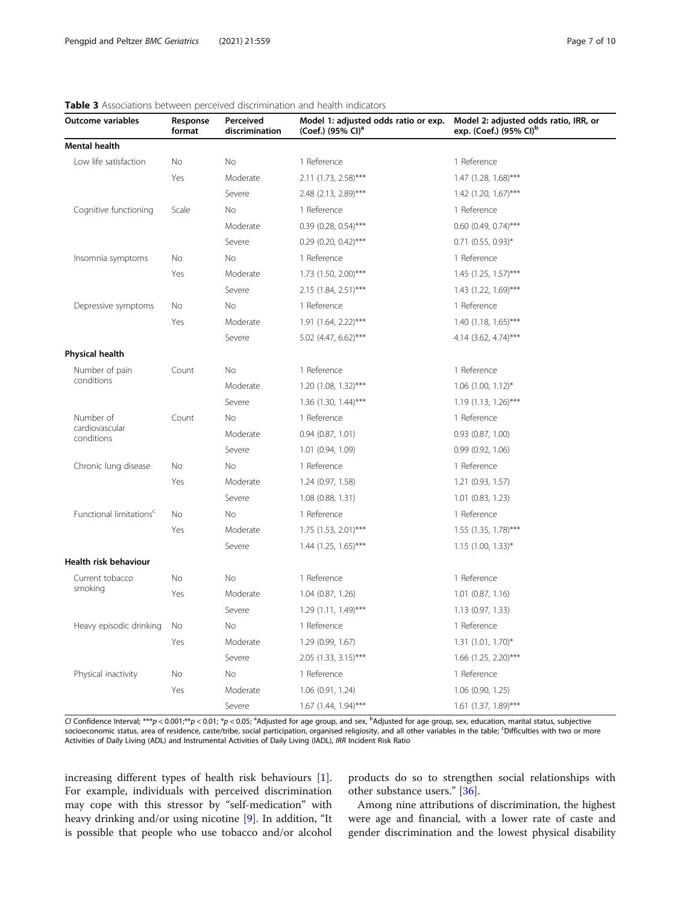**Table 3** Associations between perceived discrimination and health indicators

| Outcome variables | Response format | Perceived discrimination | Model 1: adjusted odds ratio or exp. (Coef.) (95% CI)[a] | Model 2: adjusted odds ratio, IRR, or exp. (Coef.) (95% CI)[b] |
|---|---|---|---|---|
| **Mental health** | | | | |
| Low life satisfaction | No | No | 1 Reference | 1 Reference |
| | Yes | Moderate | 2.11 (1.73, 2.58)*** | 1.47 (1.28, 1.68)*** |
| | | Severe | 2.48 (2.13, 2.89)*** | 1.42 (1.20, 1.67)*** |
| Cognitive functioning | Scale | No | 1 Reference | 1 Reference |
| | | Moderate | 0.39 (0.28, 0.54)*** | 0.60 (0.49, 0.74)*** |
| | | Severe | 0.29 (0.20, 0.42)*** | 0.71 (0.55, 0.93)* |
| Insomnia symptoms | No | No | 1 Reference | 1 Reference |
| | Yes | Moderate | 1.73 (1.50, 2.00)*** | 1.45 (1.25, 1.57)*** |
| | | Severe | 2.15 (1.84, 2.51)*** | 1.43 (1.22, 1.69)*** |
| Depressive symptoms | No | No | 1 Reference | 1 Reference |
| | Yes | Moderate | 1.91 (1.64, 2.22)*** | 1.40 (1.18, 1.65)*** |
| | | Severe | 5.02 (4.47, 6.62)*** | 4.14 (3.62, 4.74)*** |
| **Physical health** | | | | |
| Number of pain conditions | Count | No | 1 Reference | 1 Reference |
| | | Moderate | 1.20 (1.08, 1.32)*** | 1.06 (1.00, 1.12)* |
| | | Severe | 1.36 (1.30, 1.44)*** | 1.19 (1.13, 1.26)*** |
| Number of cardiovascular conditions | Count | No | 1 Reference | 1 Reference |
| | | Moderate | 0.94 (0.87, 1.01) | 0.93 (0.87, 1.00) |
| | | Severe | 1.01 (0.94, 1.09) | 0.99 (0.92, 1.06) |
| Chronic lung disease | No | No | 1 Reference | 1 Reference |
| | Yes | Moderate | 1.24 (0.97, 1.58) | 1.21 (0.93, 1.57) |
| | | Severe | 1.08 (0.88, 1.31) | 1.01 (0.83, 1.23) |
| Functional limitations[c] | No | No | 1 Reference | 1 Reference |
| | Yes | Moderate | 1.75 (1.53, 2.01)*** | 1.55 (1.35, 1.78)*** |
| | | Severe | 1.44 (1.25, 1.65)*** | 1.15 (1.00, 1.33)* |
| **Health risk behaviour** | | | | |
| Current tobacco smoking | No | No | 1 Reference | 1 Reference |
| | Yes | Moderate | 1.04 (0.87, 1.26) | 1.01 (0.87, 1.16) |
| | | Severe | 1.29 (1.11, 1.49)*** | 1.13 (0.97, 1.33) |
| Heavy episodic drinking | No | No | 1 Reference | 1 Reference |
| | Yes | Moderate | 1.29 (0.99, 1.67) | 1.31 (1.01, 1.70)* |
| | | Severe | 2.05 (1.33, 3.15)*** | 1.66 (1.25, 2.20)*** |
| Physical inactivity | No | No | 1 Reference | 1 Reference |
| | Yes | Moderate | 1.06 (0.91, 1.24) | 1.06 (0.90, 1.25) |
| | | Severe | 1.67 (1.44, 1.94)*** | 1.61 (1.37, 1.89)*** |

*CI* Confidence Interval; ***$p < 0.001$;**$p < 0.01$; *$p < 0.05$; [a]Adjusted for age group, and sex, [b]Adjusted for age group, sex, education, marital status, subjective socioeconomic status, area of residence, caste/tribe, social participation, organised religiosity, and all other variables in the table; [c]Difficulties with two or more Activities of Daily Living (ADL) and Instrumental Activities of Daily Living (IADL), *IRR* Incident Risk Ratio

increasing different types of health risk behaviours [1]. For example, individuals with perceived discrimination may cope with this stressor by "self-medication" with heavy drinking and/or using nicotine [9]. In addition, "It is possible that people who use tobacco and/or alcohol products do so to strengthen social relationships with other substance users." [36].

Among nine attributions of discrimination, the highest were age and financial, with a lower rate of caste and gender discrimination and the lowest physical disability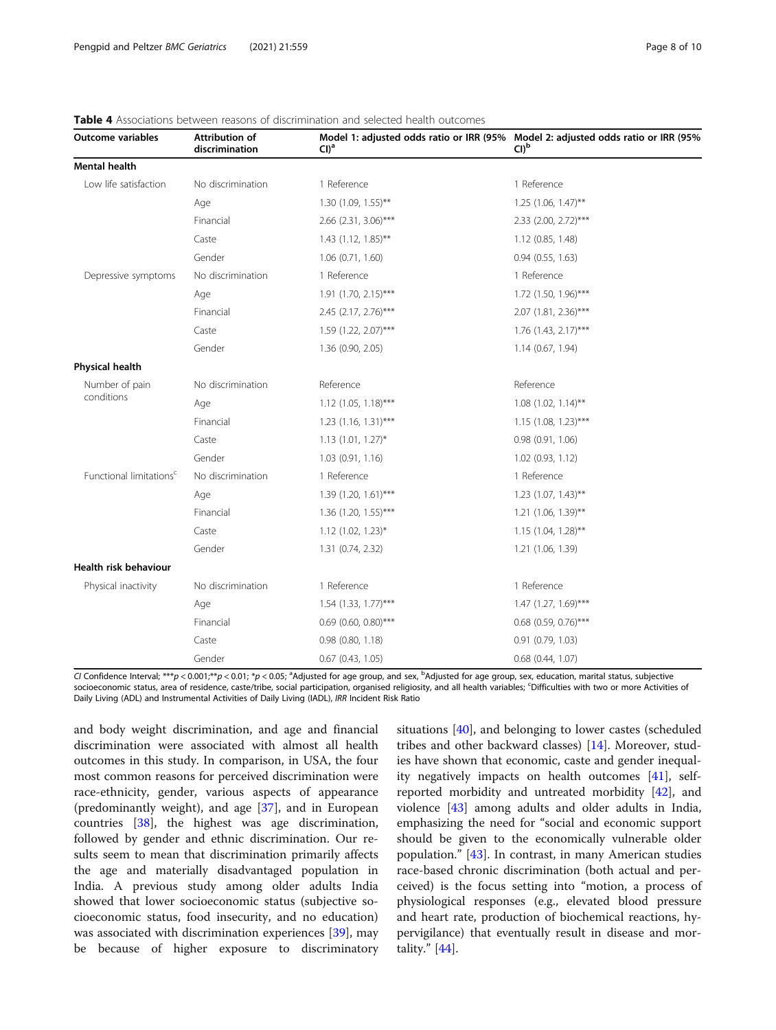**Table 4** Associations between reasons of discrimination and selected health outcomes

| Outcome variables | Attribution of discrimination | Model 1: adjusted odds ratio or IRR (95% CI)[a] | Model 2: adjusted odds ratio or IRR (95% CI)[b] |
|---|---|---|---|
| **Mental health** | | | |
| Low life satisfaction | No discrimination | 1 Reference | 1 Reference |
| | Age | 1.30 (1.09, 1.55)** | 1.25 (1.06, 1.47)** |
| | Financial | 2.66 (2.31, 3.06)*** | 2.33 (2.00, 2.72)*** |
| | Caste | 1.43 (1.12, 1.85)** | 1.12 (0.85, 1.48) |
| | Gender | 1.06 (0.71, 1.60) | 0.94 (0.55, 1.63) |
| Depressive symptoms | No discrimination | 1 Reference | 1 Reference |
| | Age | 1.91 (1.70, 2.15)*** | 1.72 (1.50, 1.96)*** |
| | Financial | 2.45 (2.17, 2.76)*** | 2.07 (1.81, 2.36)*** |
| | Caste | 1.59 (1.22, 2.07)*** | 1.76 (1.43, 2.17)*** |
| | Gender | 1.36 (0.90, 2.05) | 1.14 (0.67, 1.94) |
| **Physical health** | | | |
| Number of pain conditions | No discrimination | Reference | Reference |
| | Age | 1.12 (1.05, 1.18)*** | 1.08 (1.02, 1.14)** |
| | Financial | 1.23 (1.16, 1.31)*** | 1.15 (1.08, 1.23)*** |
| | Caste | 1.13 (1.01, 1.27)* | 0.98 (0.91, 1.06) |
| | Gender | 1.03 (0.91, 1.16) | 1.02 (0.93, 1.12) |
| Functional limitations[c] | No discrimination | 1 Reference | 1 Reference |
| | Age | 1.39 (1.20, 1.61)*** | 1.23 (1.07, 1.43)** |
| | Financial | 1.36 (1.20, 1.55)*** | 1.21 (1.06, 1.39)** |
| | Caste | 1.12 (1.02, 1.23)* | 1.15 (1.04, 1.28)** |
| | Gender | 1.31 (0.74, 2.32) | 1.21 (1.06, 1.39) |
| **Health risk behaviour** | | | |
| Physical inactivity | No discrimination | 1 Reference | 1 Reference |
| | Age | 1.54 (1.33, 1.77)*** | 1.47 (1.27, 1.69)*** |
| | Financial | 0.69 (0.60, 0.80)*** | 0.68 (0.59, 0.76)*** |
| | Caste | 0.98 (0.80, 1.18) | 0.91 (0.79, 1.03) |
| | Gender | 0.67 (0.43, 1.05) | 0.68 (0.44, 1.07) |

*CI* Confidence Interval; ***$p < 0.001$;**$p < 0.01$; *$p < 0.05$; [a]Adjusted for age group, and sex, [b]Adjusted for age group, sex, education, marital status, subjective socioeconomic status, area of residence, caste/tribe, social participation, organised religiosity, and all health variables; [c]Difficulties with two or more Activities of Daily Living (ADL) and Instrumental Activities of Daily Living (IADL), *IRR* Incident Risk Ratio

and body weight discrimination, and age and financial discrimination were associated with almost all health outcomes in this study. In comparison, in USA, the four most common reasons for perceived discrimination were race-ethnicity, gender, various aspects of appearance (predominantly weight), and age [37], and in European countries [38], the highest was age discrimination, followed by gender and ethnic discrimination. Our results seem to mean that discrimination primarily affects the age and materially disadvantaged population in India. A previous study among older adults India showed that lower socioeconomic status (subjective socioeconomic status, food insecurity, and no education) was associated with discrimination experiences [39], may be because of higher exposure to discriminatory situations [40], and belonging to lower castes (scheduled tribes and other backward classes) [14]. Moreover, studies have shown that economic, caste and gender inequality negatively impacts on health outcomes [41], self-reported morbidity and untreated morbidity [42], and violence [43] among adults and older adults in India, emphasizing the need for "social and economic support should be given to the economically vulnerable older population." [43]. In contrast, in many American studies race-based chronic discrimination (both actual and perceived) is the focus setting into "motion, a process of physiological responses (e.g., elevated blood pressure and heart rate, production of biochemical reactions, hypervigilance) that eventually result in disease and mortality." [44].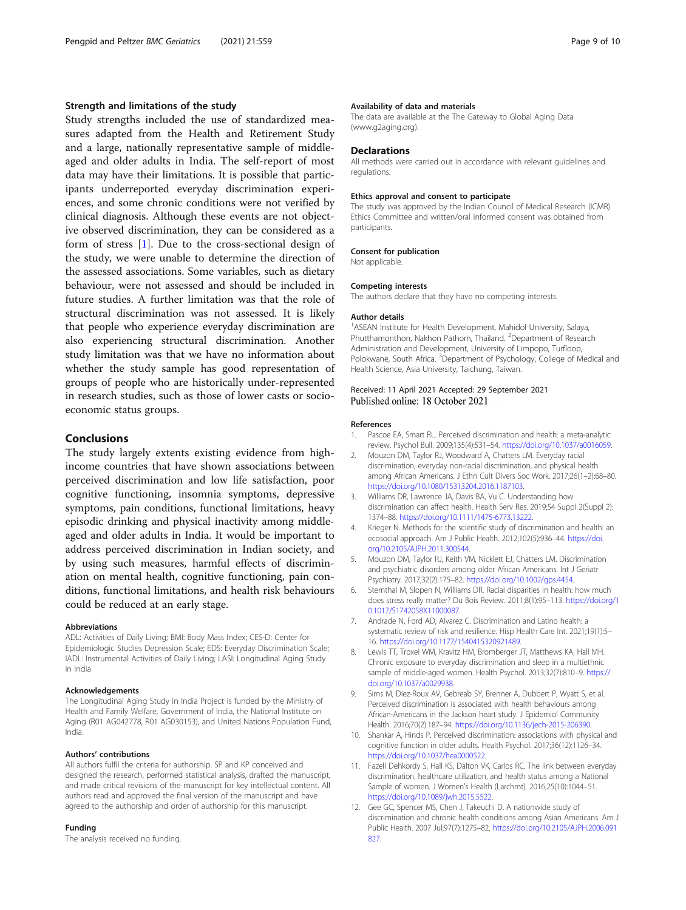### Strength and limitations of the study

Study strengths included the use of standardized measures adapted from the Health and Retirement Study and a large, nationally representative sample of middle-aged and older adults in India. The self-report of most data may have their limitations. It is possible that participants underreported everyday discrimination experiences, and some chronic conditions were not verified by clinical diagnosis. Although these events are not objective observed discrimination, they can be considered as a form of stress [1]. Due to the cross-sectional design of the study, we were unable to determine the direction of the assessed associations. Some variables, such as dietary behaviour, were not assessed and should be included in future studies. A further limitation was that the role of structural discrimination was not assessed. It is likely that people who experience everyday discrimination are also experiencing structural discrimination. Another study limitation was that we have no information about whether the study sample has good representation of groups of people who are historically under-represented in research studies, such as those of lower casts or socio-economic status groups.

## Conclusions

The study largely extents existing evidence from high-income countries that have shown associations between perceived discrimination and low life satisfaction, poor cognitive functioning, insomnia symptoms, depressive symptoms, pain conditions, functional limitations, heavy episodic drinking and physical inactivity among middle-aged and older adults in India. It would be important to address perceived discrimination in Indian society, and by using such measures, harmful effects of discrimination on mental health, cognitive functioning, pain conditions, functional limitations, and health risk behaviours could be reduced at an early stage.

#### Abbreviations

ADL: Activities of Daily Living; BMI: Body Mass Index; CES-D: Center for Epidemiologic Studies Depression Scale; EDS: Everyday Discrimination Scale; IADL: Instrumental Activities of Daily Living; LASI: Longitudinal Aging Study in India

#### Acknowledgements

The Longitudinal Aging Study in India Project is funded by the Ministry of Health and Family Welfare, Government of India, the National Institute on Aging (R01 AG042778, R01 AG030153), and United Nations Population Fund, India.

#### Authors' contributions

All authors fulfil the criteria for authorship. SP and KP conceived and designed the research, performed statistical analysis, drafted the manuscript, and made critical revisions of the manuscript for key intellectual content. All authors read and approved the final version of the manuscript and have agreed to the authorship and order of authorship for this manuscript.

#### Funding

The analysis received no funding.

#### Availability of data and materials

The data are available at the The Gateway to Global Aging Data (www.g2aging.org).

### Declarations

All methods were carried out in accordance with relevant guidelines and regulations.

#### Ethics approval and consent to participate

The study was approved by the Indian Council of Medical Research (ICMR) Ethics Committee and written/oral informed consent was obtained from participants.

#### Consent for publication

Not applicable.

#### Competing interests

The authors declare that they have no competing interests.

#### Author details

[1]ASEAN Institute for Health Development, Mahidol University, Salaya, Phutthamonthon, Nakhon Pathom, Thailand. [2]Department of Research Administration and Development, University of Limpopo, Turfloop, Polokwane, South Africa. [3]Department of Psychology, College of Medical and Health Science, Asia University, Taichung, Taiwan.

Received: 11 April 2021 Accepted: 29 September 2021
Published online: 18 October 2021

#### References

1. Pascoe EA, Smart RL. Perceived discrimination and health: a meta-analytic review. Psychol Bull. 2009;135(4):531–54. https://doi.org/10.1037/a0016059.
2. Mouzon DM, Taylor RJ, Woodward A, Chatters LM. Everyday racial discrimination, everyday non-racial discrimination, and physical health among African Americans. J Ethn Cult Divers Soc Work. 2017;26(1–2):68–80. https://doi.org/10.1080/15313204.2016.1187103.
3. Williams DR, Lawrence JA, Davis BA, Vu C. Understanding how discrimination can affect health. Health Serv Res. 2019;54 Suppl 2(Suppl 2): 1374–88. https://doi.org/10.1111/1475-6773.13222.
4. Krieger N. Methods for the scientific study of discrimination and health: an ecosocial approach. Am J Public Health. 2012;102(5):936–44. https://doi.org/10.2105/AJPH.2011.300544.
5. Mouzon DM, Taylor RJ, Keith VM, Nicklett EJ, Chatters LM. Discrimination and psychiatric disorders among older African Americans. Int J Geriatr Psychiatry. 2017;32(2):175–82. https://doi.org/10.1002/gps.4454.
6. Sternthal M, Slopen N, Williams DR. Racial disparities in health: how much does stress really matter? Du Bois Review. 2011;8(1):95–113. https://doi.org/10.1017/S1742058X11000087.
7. Andrade N, Ford AD, Alvarez C. Discrimination and Latino health: a systematic review of risk and resilience. Hisp Health Care Int. 2021;19(1):5–16. https://doi.org/10.1177/1540415320921489.
8. Lewis TT, Troxel WM, Kravitz HM, Bromberger JT, Matthews KA, Hall MH. Chronic exposure to everyday discrimination and sleep in a multiethnic sample of middle-aged women. Health Psychol. 2013;32(7):810–9. https://doi.org/10.1037/a0029938.
9. Sims M, Diez-Roux AV, Gebreab SY, Brenner A, Dubbert P, Wyatt S, et al. Perceived discrimination is associated with health behaviours among African-Americans in the Jackson heart study. J Epidemiol Community Health. 2016;70(2):187–94. https://doi.org/10.1136/jech-2015-206390.
10. Shankar A, Hinds P. Perceived discrimination: associations with physical and cognitive function in older adults. Health Psychol. 2017;36(12):1126–34. https://doi.org/10.1037/hea0000522.
11. Fazeli Dehkordy S, Hall KS, Dalton VK, Carlos RC. The link between everyday discrimination, healthcare utilization, and health status among a National Sample of women. J Women's Health (Larchmt). 2016;25(10):1044–51. https://doi.org/10.1089/jwh.2015.5522.
12. Gee GC, Spencer MS, Chen J, Takeuchi D. A nationwide study of discrimination and chronic health conditions among Asian Americans. Am J Public Health. 2007 Jul;97(7):1275–82. https://doi.org/10.2105/AJPH.2006.091827.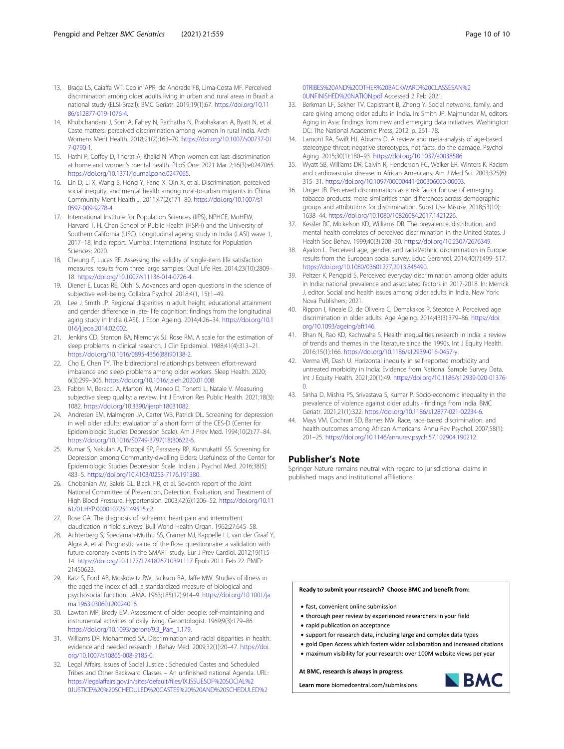13. Braga LS, Caiaffa WT, Ceolin APR, de Andrade FB, Lima-Costa MF. Perceived discrimination among older adults living in urban and rural areas in Brazil: a national study (ELSI-Brazil). BMC Geriatr. 2019;19(1):67. https://doi.org/10.1186/s12877-019-1076-4.
14. Khubchandani J, Soni A, Fahey N, Raithatha N, Prabhakaran A, Byatt N, et al. Caste matters: perceived discrimination among women in rural India. Arch Womens Ment Health. 2018;21(2):163–70. https://doi.org/10.1007/s00737-017-0790-1.
15. Hathi P, Coffey D, Thorat A, Khalid N. When women eat last: discrimination at home and women's mental health. PLoS One. 2021 Mar 2;16(3):e0247065. https://doi.org/10.1371/journal.pone.0247065.
16. Lin D, Li X, Wang B, Hong Y, Fang X, Qin X, et al. Discrimination, perceived social inequity, and mental health among rural-to-urban migrants in China. Community Ment Health J. 2011;47(2):171–80. https://doi.org/10.1007/s10597-009-9278-4.
17. International Institute for Population Sciences (IIPS), NPHCE, MoHFW, Harvard T. H. Chan School of Public Health (HSPH) and the University of Southern California (USC). Longitudinal ageing study in India (LASI) wave 1, 2017–18, India report. Mumbai: International Institute for Population Sciences; 2020.
18. Cheung F, Lucas RE. Assessing the validity of single-item life satisfaction measures: results from three large samples. Qual Life Res. 2014;23(10):2809–18. https://doi.org/10.1007/s11136-014-0726-4.
19. Diener E, Lucas RE, Oishi S. Advances and open questions in the science of subjective well-being. Collabra Psychol. 2018;4(1, 15):1–49.
20. Lee J, Smith JP. Regional disparities in adult height, educational attainment and gender difference in late- life cognition: findings from the longitudinal aging study in India (LASI). J Econ Ageing. 2014;4:26–34. https://doi.org/10.1016/j.jeoa.2014.02.002.
21. Jenkins CD, Stanton BA, Niemcryk SJ, Rose RM. A scale for the estimation of sleep problems in clinical research. J Clin Epidemiol. 1988;41(4):313–21. https://doi.org/10.1016/0895-4356(88)90138-2.
22. Cho E, Chen TY. The bidirectional relationships between effort-reward imbalance and sleep problems among older workers. Sleep Health. 2020;6(3):299–305. https://doi.org/10.1016/j.sleh.2020.01.008.
23. Fabbri M, Beracci A, Martoni M, Meneo D, Tonetti L, Natale V. Measuring subjective sleep quality: a review. Int J Environ Res Public Health. 2021;18(3):1082. https://doi.org/10.3390/ijerph18031082.
24. Andresen EM, Malmgren JA, Carter WB, Patrick DL. Screening for depression in well older adults: evaluation of a short form of the CES-D (Center for Epidemiologic Studies Depression Scale). Am J Prev Med. 1994;10(2):77–84. https://doi.org/10.1016/S0749-3797(18)30622-6.
25. Kumar S, Nakulan A, Thoppil SP, Parassery RP, Kunnukattil SS. Screening for Depression among Community-dwelling Elders: Usefulness of the Center for Epidemiologic Studies Depression Scale. Indian J Psychol Med. 2016;38(5):483–5. https://doi.org/10.4103/0253-7176.191380.
26. Chobanian AV, Bakris GL, Black HR, et al. Seventh report of the Joint National Committee of Prevention, Detection, Evaluation, and Treatment of High Blood Pressure. Hypertension. 2003;42(6):1206–52. https://doi.org/10.1161/01.HYP.0000107251.49515.c2.
27. Rose GA. The diagnosis of ischaemic heart pain and intermittent claudication in field surveys. Bull World Health Organ. 1962;27:645–58.
28. Achterberg S, Soedamah-Muthu SS, Cramer MJ, Kappelle LJ, van der Graaf Y, Algra A, et al. Prognostic value of the Rose questionnaire: a validation with future coronary events in the SMART study. Eur J Prev Cardiol. 2012;19(1):5–14. https://doi.org/10.1177/1741826710391117 Epub 2011 Feb 22. PMID: 21450623.
29. Katz S, Ford AB, Moskowitz RW, Jackson BA, Jaffe MW. Studies of illness in the aged the index of adl: a standardized measure of biological and psychosocial function. JAMA. 1963;185(12):914–9. https://doi.org/10.1001/jama.1963.03060120024016.
30. Lawton MP, Brody EM. Assessment of older people: self-maintaining and instrumental activities of daily living. Gerontologist. 1969;9(3):179–86. https://doi.org/10.1093/geront/9.3_Part_1.179.
31. Williams DR, Mohammed SA. Discrimination and racial disparities in health: evidence and needed research. J Behav Med. 2009;32(1):20–47. https://doi.org/10.1007/s10865-008-9185-0.
32. Legal Affairs. Issues of Social Justice : Scheduled Castes and Scheduled Tribes and Other Backward Classes – An unfinished national Agenda. URL: https://legalaffairs.gov.in/sites/default/files/IX.ISSUESOF%20SOCIAL%20JUSTICE%20%20SCHEDULED%20CASTES%20%20AND%20SCHEDULED%20TRIBES%20AND%20OTHER%20BACKWARD%20CLASSESAN%20UNFINISHED%20NATION.pdf Accessed 2 Feb 2021.
33. Berkman LF, Sekher TV, Capistrant B, Zheng Y. Social networks, family, and care giving among older adults in India. In: Smith JP, Majmundar M, editors. Aging in Asia: findings from new and emerging data initiatives. Washington DC: The National Academic Press; 2012. p. 261–78.
34. Lamont RA, Swift HJ, Abrams D. A review and meta-analysis of age-based stereotype threat: negative stereotypes, not facts, do the damage. Psychol Aging. 2015;30(1):180–93. https://doi.org/10.1037/a0038586.
35. Wyatt SB, Williams DR, Calvin R, Henderson FC, Walker ER, Winters K. Racism and cardiovascular disease in African Americans. Am J Med Sci. 2003;325(6):315–31. https://doi.org/10.1097/00000441-200306000-00003.
36. Unger JB. Perceived discrimination as a risk factor for use of emerging tobacco products: more similarities than differences across demographic groups and attributions for discrimination. Subst Use Misuse. 2018;53(10):1638–44. https://doi.org/10.1080/10826084.2017.1421226.
37. Kessler RC, Mickelson KD, Williams DR. The prevalence, distribution, and mental health correlates of perceived discrimination in the United States. J Health Soc Behav. 1999;40(3):208–30. https://doi.org/10.2307/2676349.
38. Ayalon L. Perceived age, gender, and racial/ethnic discrimination in Europe: results from the European social survey. Educ Gerontol. 2014;40(7):499–517. https://doi.org/10.1080/03601277.2013.845490.
39. Peltzer K, Pengpid S. Perceived everyday discrimination among older adults in India: national prevalence and associated factors in 2017-2018. In: Merrick J, editor. Social and health issues among older adults in India. New York: Nova Publishers; 2021.
40. Rippon I, Kneale D, de Oliveira C, Demakakos P, Steptoe A. Perceived age discrimination in older adults. Age Ageing. 2014;43(3):379–86. https://doi.org/10.1093/ageing/aft146.
41. Bhan N, Rao KD, Kachwaha S. Health inequalities research in India: a review of trends and themes in the literature since the 1990s. Int J Equity Health. 2016;15(1):166. https://doi.org/10.1186/s12939-016-0457-y.
42. Verma VR, Dash U. Horizontal inequity in self-reported morbidity and untreated morbidity in India: Evidence from National Sample Survey Data. Int J Equity Health. 2021;20(1):49. https://doi.org/10.1186/s12939-020-01376-0.
43. Sinha D, Mishra PS, Srivastava S, Kumar P. Socio-economic inequality in the prevalence of violence against older adults - findings from India. BMC Geriatr. 2021;21(1):322. https://doi.org/10.1186/s12877-021-02234-6.
44. Mays VM, Cochran SD, Barnes NW. Race, race-based discrimination, and health outcomes among African Americans. Annu Rev Psychol. 2007;58(1):201–25. https://doi.org/10.1146/annurev.psych.57.102904.190212.

## Publisher's Note

Springer Nature remains neutral with regard to jurisdictional claims in published maps and institutional affiliations.

**Ready to submit your research? Choose BMC and benefit from:**

- fast, convenient online submission
- thorough peer review by experienced researchers in your field
- rapid publication on acceptance
- support for research data, including large and complex data types
- gold Open Access which fosters wider collaboration and increased citations
- maximum visibility for your research: over 100M website views per year

**At BMC, research is always in progress.**

**Learn more** biomedcentral.com/submissions